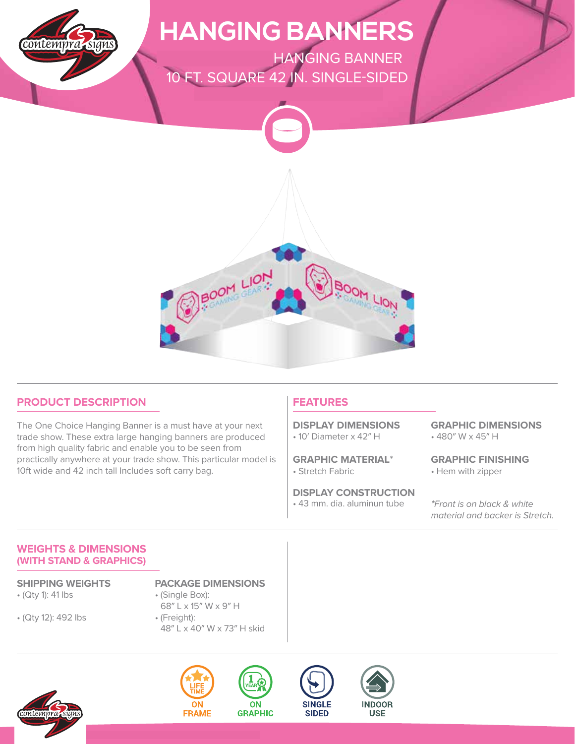# HANGING BANNERS

HANGING BANNER
10 FT. SQUARE 42 IN. SINGLE-SIDED

## PRODUCT DESCRIPTION

The One Choice Hanging Banner is a must have at your next trade show. These extra large hanging banners are produced from high quality fabric and enable you to be seen from practically anywhere at your trade show. This particular model is 10ft wide and 42 inch tall Includes soft carry bag.

## FEATURES

**DISPLAY DIMENSIONS**
- 10′ Diameter x 42″ H

**GRAPHIC DIMENSIONS**
- 480″ W x 45″ H

**GRAPHIC MATERIAL***
- Stretch Fabric

**GRAPHIC FINISHING**
- Hem with zipper

**DISPLAY CONSTRUCTION**
- 43 mm. dia. aluminun tube

*\*Front is on black & white material and backer is Stretch.*

## WEIGHTS & DIMENSIONS (WITH STAND & GRAPHICS)

**SHIPPING WEIGHTS**
- (Qty 1): 41 lbs
- (Qty 12): 492 lbs

**PACKAGE DIMENSIONS**
- (Single Box): 68″ L x 15″ W x 9″ H
- (Freight): 48″ L x 40″ W x 73″ H skid

LIFE TIME ON FRAME | 1 YEAR ON GRAPHIC | SINGLE SIDED | INDOOR USE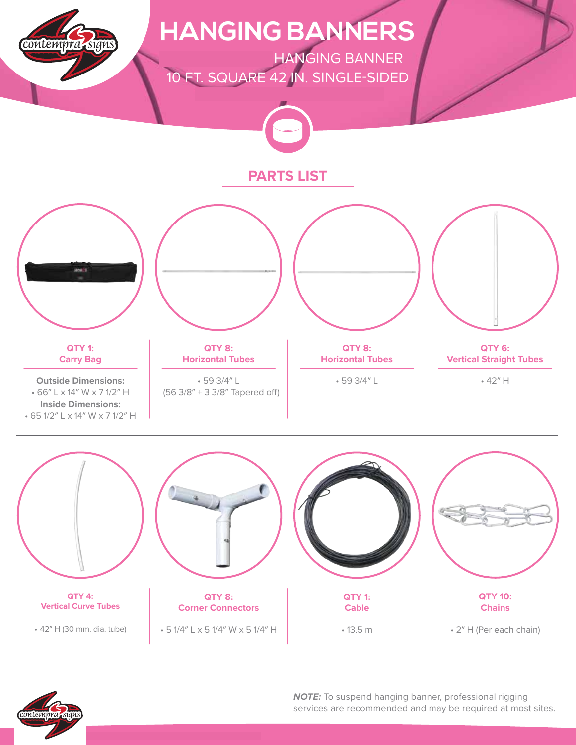# HANGING BANNERS

HANGING BANNER
10 FT. SQUARE 42 IN. SINGLE-SIDED

## PARTS LIST

**QTY 1:**
**Carry Bag**

**Outside Dimensions:**
- 66″ L x 14″ W x 7 1/2″ H

**Inside Dimensions:**
- 65 1/2″ L x 14″ W x 7 1/2″ H

**QTY 8:**
**Horizontal Tubes**

- 59 3/4″ L
(56 3/8″ + 3 3/8″ Tapered off)

**QTY 8:**
**Horizontal Tubes**

- 59 3/4″ L

**QTY 6:**
**Vertical Straight Tubes**

- 42″ H

**QTY 4:**
**Vertical Curve Tubes**

- 42″ H (30 mm. dia. tube)

**QTY 8:**
**Corner Connectors**

- 5 1/4″ L x 5 1/4″ W x 5 1/4″ H

**QTY 1:**
**Cable**

- 13.5 m

**QTY 10:**
**Chains**

- 2″ H (Per each chain)

***NOTE:*** To suspend hanging banner, professional rigging services are recommended and may be required at most sites.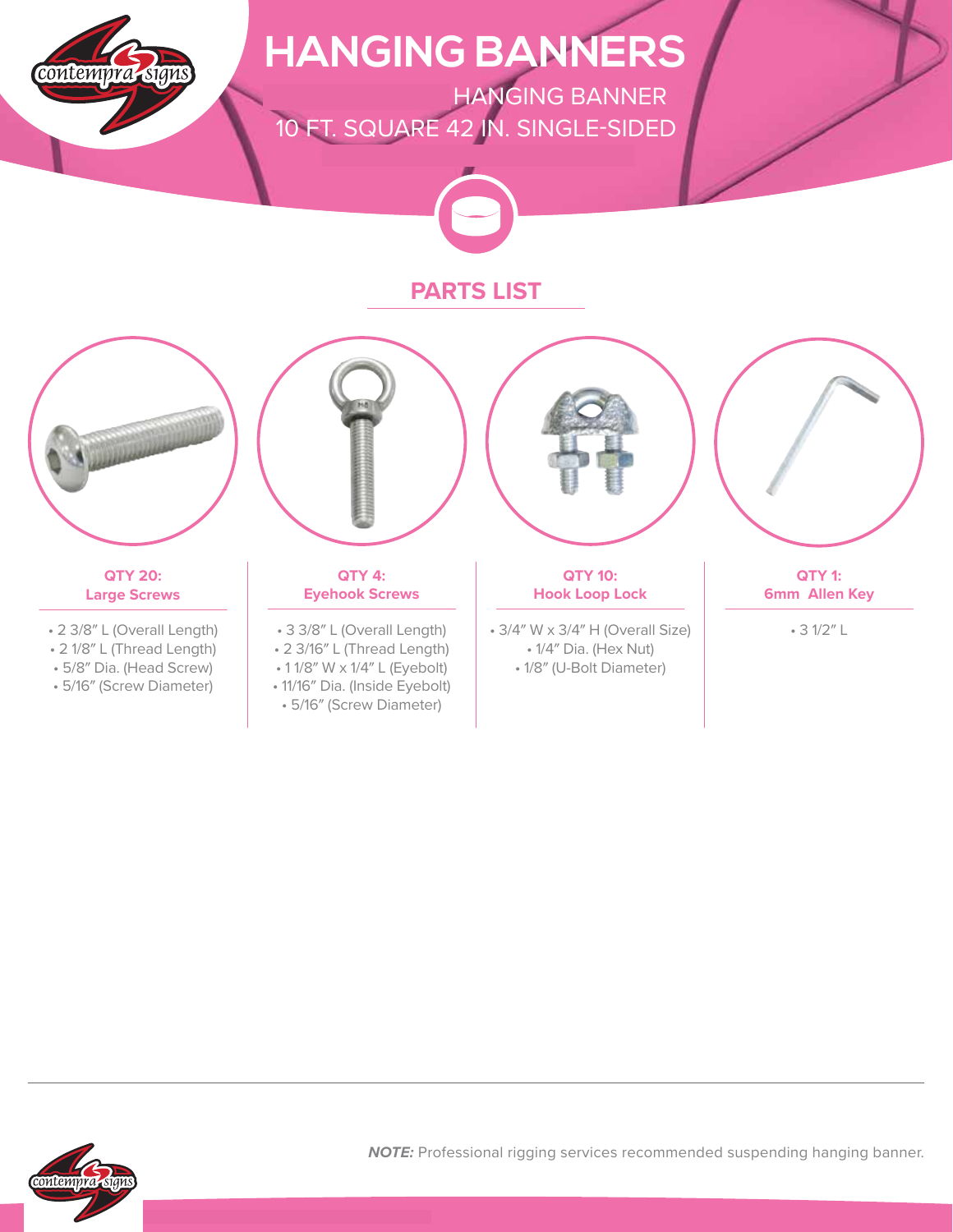# HANGING BANNERS

HANGING BANNER
10 FT. SQUARE 42 IN. SINGLE-SIDED

## PARTS LIST

**QTY 20:**
**Large Screws**

- 2 3/8″ L (Overall Length)
- 2 1/8″ L (Thread Length)
- 5/8″ Dia. (Head Screw)
- 5/16″ (Screw Diameter)

**QTY 4:**
**Eyehook Screws**

- 3 3/8″ L (Overall Length)
- 2 3/16″ L (Thread Length)
- 1 1/8″ W x 1/4″ L (Eyebolt)
- 11/16″ Dia. (Inside Eyebolt)
- 5/16″ (Screw Diameter)

**QTY 10:**
**Hook Loop Lock**

- 3/4″ W x 3/4″ H (Overall Size)
- 1/4″ Dia. (Hex Nut)
- 1/8″ (U-Bolt Diameter)

**QTY 1:**
**6mm Allen Key**

- 3 1/2″ L

***NOTE:*** Professional rigging services recommended suspending hanging banner.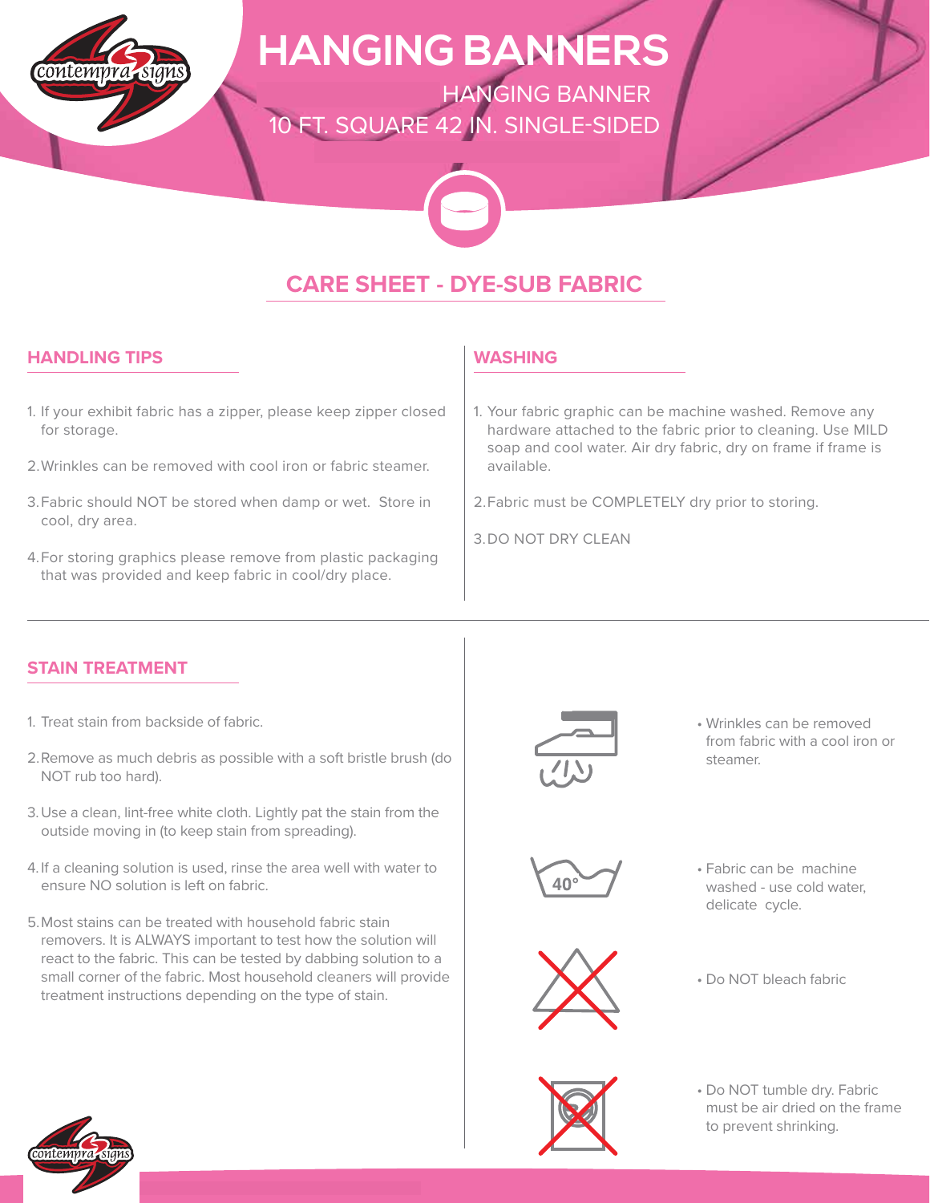# HANGING BANNERS

HANGING BANNER

10 FT. SQUARE 42 IN. SINGLE-SIDED

## CARE SHEET - DYE-SUB FABRIC

### HANDLING TIPS

1. If your exhibit fabric has a zipper, please keep zipper closed for storage.
2. Wrinkles can be removed with cool iron or fabric steamer.
3. Fabric should NOT be stored when damp or wet. Store in cool, dry area.
4. For storing graphics please remove from plastic packaging that was provided and keep fabric in cool/dry place.

### WASHING

1. Your fabric graphic can be machine washed. Remove any hardware attached to the fabric prior to cleaning. Use MILD soap and cool water. Air dry fabric, dry on frame if frame is available.
2. Fabric must be COMPLETELY dry prior to storing.
3. DO NOT DRY CLEAN

### STAIN TREATMENT

1. Treat stain from backside of fabric.
2. Remove as much debris as possible with a soft bristle brush (do NOT rub too hard).
3. Use a clean, lint-free white cloth. Lightly pat the stain from the outside moving in (to keep stain from spreading).
4. If a cleaning solution is used, rinse the area well with water to ensure NO solution is left on fabric.
5. Most stains can be treated with household fabric stain removers. It is ALWAYS important to test how the solution will react to the fabric. This can be tested by dabbing solution to a small corner of the fabric. Most household cleaners will provide treatment instructions depending on the type of stain.

- Wrinkles can be removed from fabric with a cool iron or steamer.

40°

- Fabric can be machine washed - use cold water, delicate cycle.
- Do NOT bleach fabric
- Do NOT tumble dry. Fabric must be air dried on the frame to prevent shrinking.